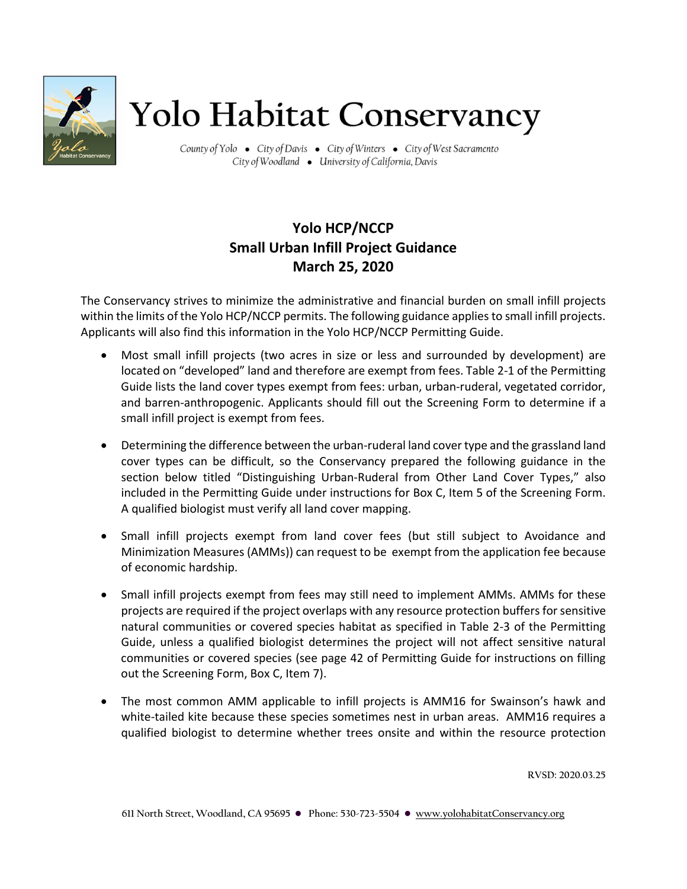# Yolo Habitat Conservancy

County of Yolo • City of Davis • City of Winters • City of West Sacramento
City of Woodland • University of California, Davis

## Yolo HCP/NCCP
## Small Urban Infill Project Guidance
## March 25, 2020

The Conservancy strives to minimize the administrative and financial burden on small infill projects within the limits of the Yolo HCP/NCCP permits. The following guidance applies to small infill projects. Applicants will also find this information in the Yolo HCP/NCCP Permitting Guide.

- Most small infill projects (two acres in size or less and surrounded by development) are located on "developed" land and therefore are exempt from fees. Table 2-1 of the Permitting Guide lists the land cover types exempt from fees: urban, urban-ruderal, vegetated corridor, and barren-anthropogenic. Applicants should fill out the Screening Form to determine if a small infill project is exempt from fees.

- Determining the difference between the urban-ruderal land cover type and the grassland land cover types can be difficult, so the Conservancy prepared the following guidance in the section below titled "Distinguishing Urban-Ruderal from Other Land Cover Types," also included in the Permitting Guide under instructions for Box C, Item 5 of the Screening Form. A qualified biologist must verify all land cover mapping.

- Small infill projects exempt from land cover fees (but still subject to Avoidance and Minimization Measures (AMMs)) can request to be exempt from the application fee because of economic hardship.

- Small infill projects exempt from fees may still need to implement AMMs. AMMs for these projects are required if the project overlaps with any resource protection buffers for sensitive natural communities or covered species habitat as specified in Table 2-3 of the Permitting Guide, unless a qualified biologist determines the project will not affect sensitive natural communities or covered species (see page 42 of Permitting Guide for instructions on filling out the Screening Form, Box C, Item 7).

- The most common AMM applicable to infill projects is AMM16 for Swainson's hawk and white-tailed kite because these species sometimes nest in urban areas. AMM16 requires a qualified biologist to determine whether trees onsite and within the resource protection

RVSD: 2020.03.25

611 North Street, Woodland, CA 95695 • Phone: 530-723-5504 • www.yolohabitatConservancy.org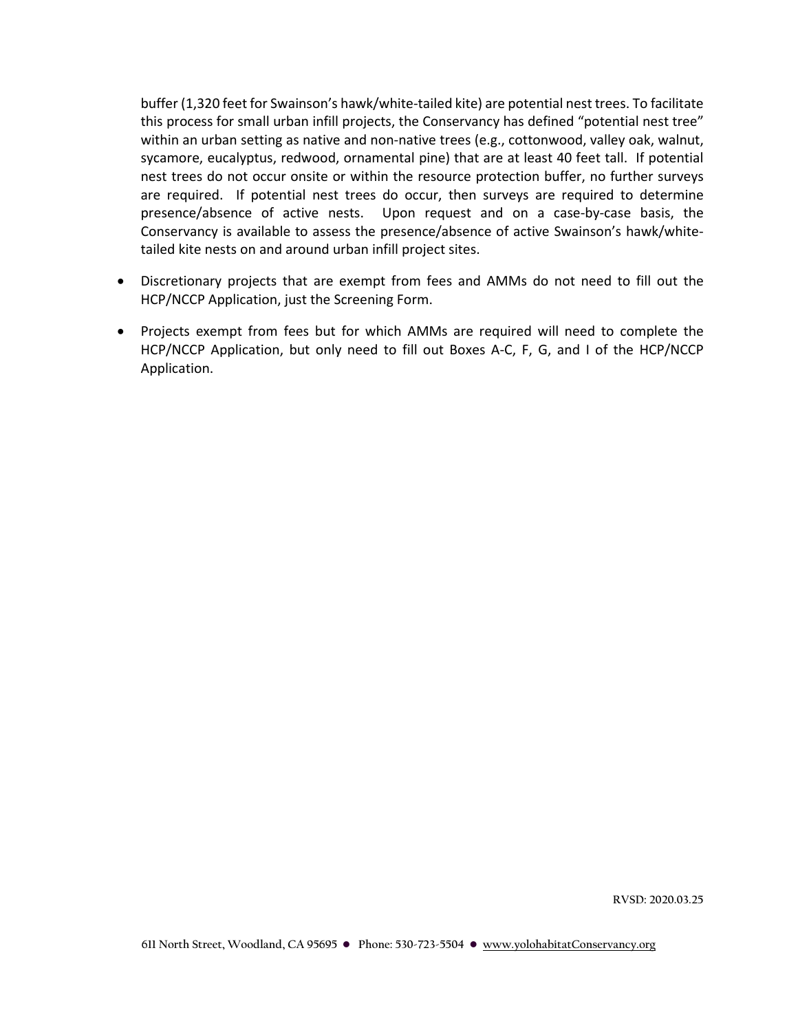buffer (1,320 feet for Swainson's hawk/white-tailed kite) are potential nest trees. To facilitate this process for small urban infill projects, the Conservancy has defined "potential nest tree" within an urban setting as native and non-native trees (e.g., cottonwood, valley oak, walnut, sycamore, eucalyptus, redwood, ornamental pine) that are at least 40 feet tall. If potential nest trees do not occur onsite or within the resource protection buffer, no further surveys are required. If potential nest trees do occur, then surveys are required to determine presence/absence of active nests. Upon request and on a case-by-case basis, the Conservancy is available to assess the presence/absence of active Swainson's hawk/white-tailed kite nests on and around urban infill project sites.

- Discretionary projects that are exempt from fees and AMMs do not need to fill out the HCP/NCCP Application, just the Screening Form.
- Projects exempt from fees but for which AMMs are required will need to complete the HCP/NCCP Application, but only need to fill out Boxes A-C, F, G, and I of the HCP/NCCP Application.

RVSD: 2020.03.25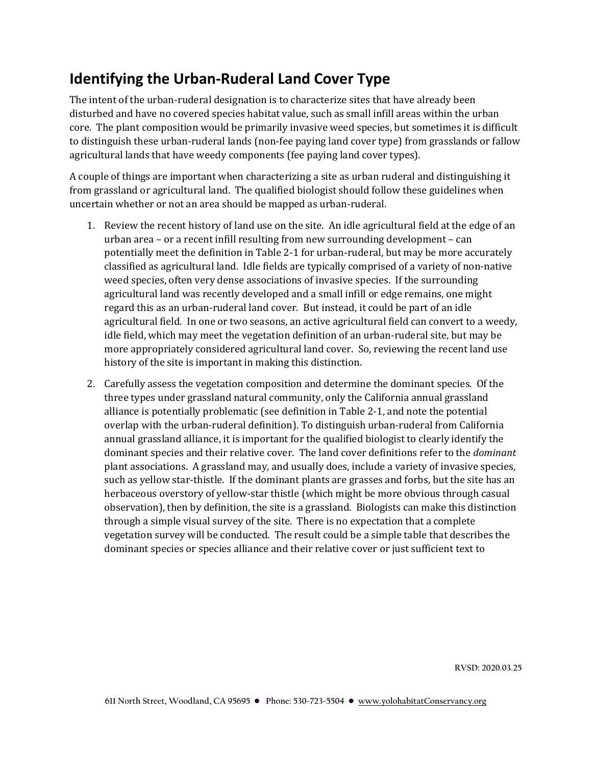## Identifying the Urban-Ruderal Land Cover Type

The intent of the urban-ruderal designation is to characterize sites that have already been disturbed and have no covered species habitat value, such as small infill areas within the urban core. The plant composition would be primarily invasive weed species, but sometimes it is difficult to distinguish these urban-ruderal lands (non-fee paying land cover type) from grasslands or fallow agricultural lands that have weedy components (fee paying land cover types).

A couple of things are important when characterizing a site as urban ruderal and distinguishing it from grassland or agricultural land. The qualified biologist should follow these guidelines when uncertain whether or not an area should be mapped as urban-ruderal.

1. Review the recent history of land use on the site. An idle agricultural field at the edge of an urban area – or a recent infill resulting from new surrounding development – can potentially meet the definition in Table 2-1 for urban-ruderal, but may be more accurately classified as agricultural land. Idle fields are typically comprised of a variety of non-native weed species, often very dense associations of invasive species. If the surrounding agricultural land was recently developed and a small infill or edge remains, one might regard this as an urban-ruderal land cover. But instead, it could be part of an idle agricultural field. In one or two seasons, an active agricultural field can convert to a weedy, idle field, which may meet the vegetation definition of an urban-ruderal site, but may be more appropriately considered agricultural land cover. So, reviewing the recent land use history of the site is important in making this distinction.

2. Carefully assess the vegetation composition and determine the dominant species. Of the three types under grassland natural community, only the California annual grassland alliance is potentially problematic (see definition in Table 2-1, and note the potential overlap with the urban-ruderal definition). To distinguish urban-ruderal from California annual grassland alliance, it is important for the qualified biologist to clearly identify the dominant species and their relative cover. The land cover definitions refer to the *dominant* plant associations. A grassland may, and usually does, include a variety of invasive species, such as yellow star-thistle. If the dominant plants are grasses and forbs, but the site has an herbaceous overstory of yellow-star thistle (which might be more obvious through casual observation), then by definition, the site is a grassland. Biologists can make this distinction through a simple visual survey of the site. There is no expectation that a complete vegetation survey will be conducted. The result could be a simple table that describes the dominant species or species alliance and their relative cover or just sufficient text to

RVSD: 2020.03.25